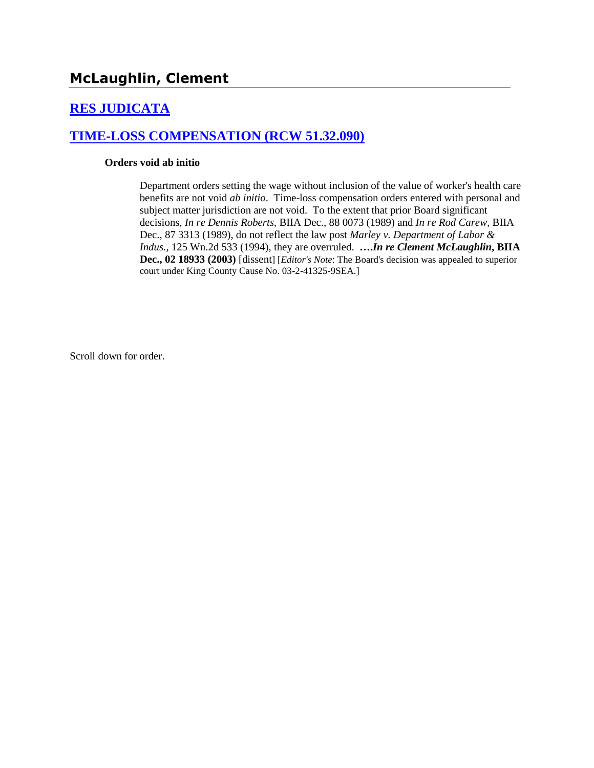## McLaughlin, Clement

## RES JUDICATA

## TIME-LOSS COMPENSATION (RCW 51.32.090)

**Orders void ab initio**

Department orders setting the wage without inclusion of the value of worker's health care benefits are not void *ab initio*. Time-loss compensation orders entered with personal and subject matter jurisdiction are not void. To the extent that prior Board significant decisions, *In re Dennis Roberts,* BIIA Dec., 88 0073 (1989) and *In re Rod Carew*, BIIA Dec., 87 3313 (1989), do not reflect the law post *Marley v. Department of Labor & Indus.*, 125 Wn.2d 533 (1994), they are overruled. ***….In re Clement McLaughlin*, BIIA Dec., 02 18933 (2003)** [dissent] [*Editor's Note*: The Board's decision was appealed to superior court under King County Cause No. 03-2-41325-9SEA.]

Scroll down for order.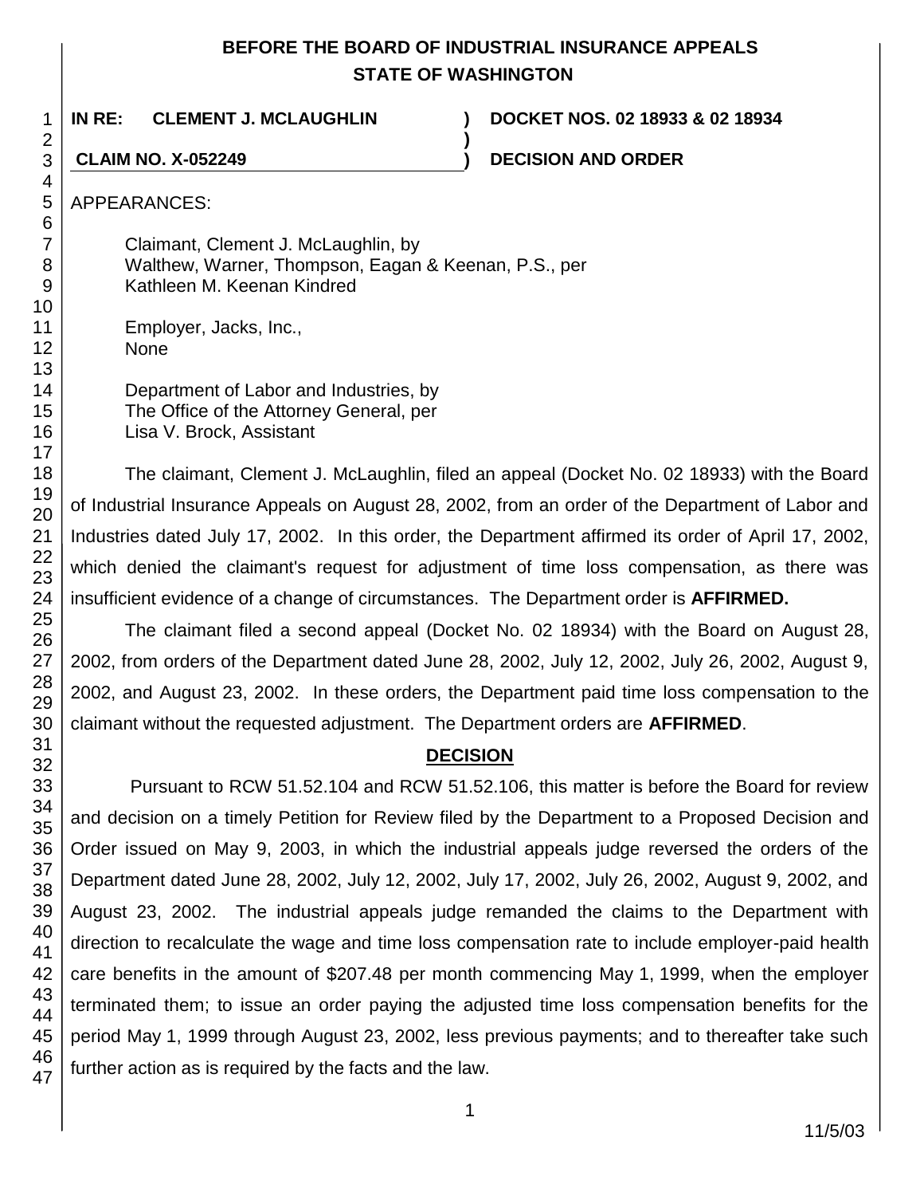# BEFORE THE BOARD OF INDUSTRIAL INSURANCE APPEALS
# STATE OF WASHINGTON

**IN RE: CLEMENT J. MCLAUGHLIN** ) **DOCKET NOS. 02 18933 & 02 18934**

**CLAIM NO. X-052249** ) **DECISION AND ORDER**

APPEARANCES:

Claimant, Clement J. McLaughlin, by
Walthew, Warner, Thompson, Eagan & Keenan, P.S., per
Kathleen M. Keenan Kindred

Employer, Jacks, Inc.,
None

Department of Labor and Industries, by
The Office of the Attorney General, per
Lisa V. Brock, Assistant

The claimant, Clement J. McLaughlin, filed an appeal (Docket No. 02 18933) with the Board of Industrial Insurance Appeals on August 28, 2002, from an order of the Department of Labor and Industries dated July 17, 2002. In this order, the Department affirmed its order of April 17, 2002, which denied the claimant's request for adjustment of time loss compensation, as there was insufficient evidence of a change of circumstances. The Department order is **AFFIRMED.**

The claimant filed a second appeal (Docket No. 02 18934) with the Board on August 28, 2002, from orders of the Department dated June 28, 2002, July 12, 2002, July 26, 2002, August 9, 2002, and August 23, 2002. In these orders, the Department paid time loss compensation to the claimant without the requested adjustment. The Department orders are **AFFIRMED**.

## DECISION

Pursuant to RCW 51.52.104 and RCW 51.52.106, this matter is before the Board for review and decision on a timely Petition for Review filed by the Department to a Proposed Decision and Order issued on May 9, 2003, in which the industrial appeals judge reversed the orders of the Department dated June 28, 2002, July 12, 2002, July 17, 2002, July 26, 2002, August 9, 2002, and August 23, 2002. The industrial appeals judge remanded the claims to the Department with direction to recalculate the wage and time loss compensation rate to include employer-paid health care benefits in the amount of $207.48 per month commencing May 1, 1999, when the employer terminated them; to issue an order paying the adjusted time loss compensation benefits for the period May 1, 1999 through August 23, 2002, less previous payments; and to thereafter take such further action as is required by the facts and the law.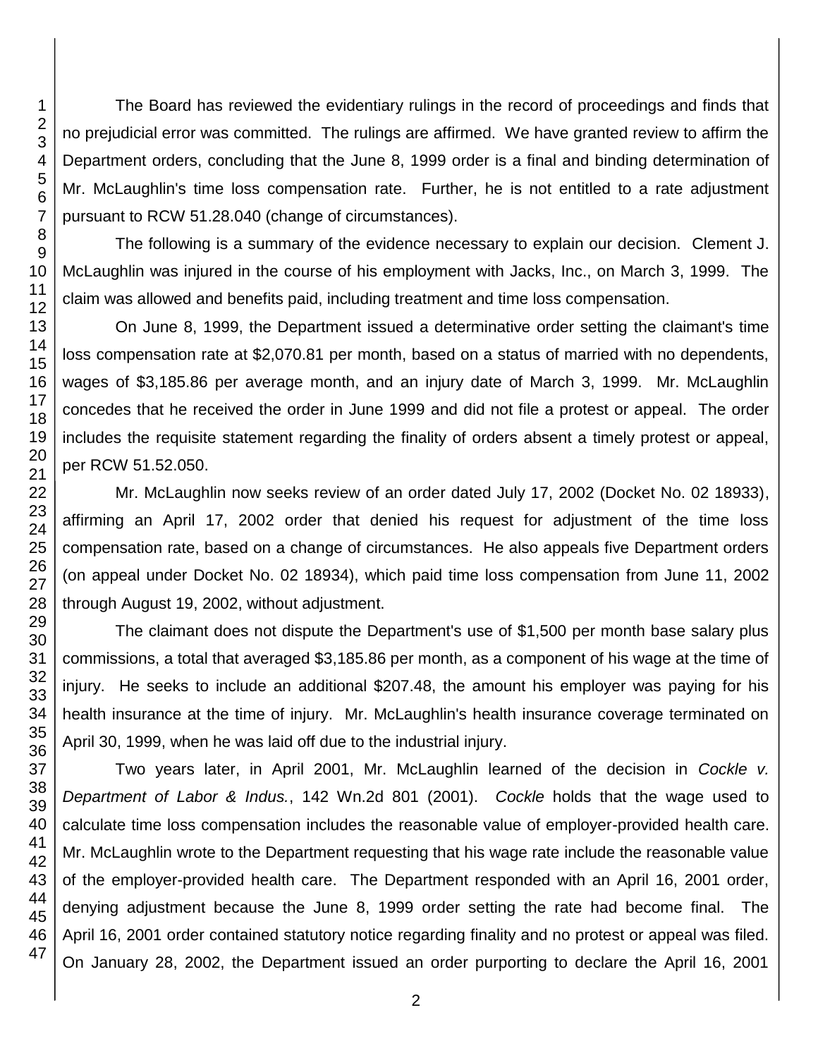The Board has reviewed the evidentiary rulings in the record of proceedings and finds that no prejudicial error was committed. The rulings are affirmed. We have granted review to affirm the Department orders, concluding that the June 8, 1999 order is a final and binding determination of Mr. McLaughlin's time loss compensation rate. Further, he is not entitled to a rate adjustment pursuant to RCW 51.28.040 (change of circumstances).

The following is a summary of the evidence necessary to explain our decision. Clement J. McLaughlin was injured in the course of his employment with Jacks, Inc., on March 3, 1999. The claim was allowed and benefits paid, including treatment and time loss compensation.

On June 8, 1999, the Department issued a determinative order setting the claimant's time loss compensation rate at $2,070.81 per month, based on a status of married with no dependents, wages of $3,185.86 per average month, and an injury date of March 3, 1999. Mr. McLaughlin concedes that he received the order in June 1999 and did not file a protest or appeal. The order includes the requisite statement regarding the finality of orders absent a timely protest or appeal, per RCW 51.52.050.

Mr. McLaughlin now seeks review of an order dated July 17, 2002 (Docket No. 02 18933), affirming an April 17, 2002 order that denied his request for adjustment of the time loss compensation rate, based on a change of circumstances. He also appeals five Department orders (on appeal under Docket No. 02 18934), which paid time loss compensation from June 11, 2002 through August 19, 2002, without adjustment.

The claimant does not dispute the Department's use of $1,500 per month base salary plus commissions, a total that averaged $3,185.86 per month, as a component of his wage at the time of injury. He seeks to include an additional $207.48, the amount his employer was paying for his health insurance at the time of injury. Mr. McLaughlin's health insurance coverage terminated on April 30, 1999, when he was laid off due to the industrial injury.

Two years later, in April 2001, Mr. McLaughlin learned of the decision in *Cockle v. Department of Labor & Indus.*, 142 Wn.2d 801 (2001). *Cockle* holds that the wage used to calculate time loss compensation includes the reasonable value of employer-provided health care. Mr. McLaughlin wrote to the Department requesting that his wage rate include the reasonable value of the employer-provided health care. The Department responded with an April 16, 2001 order, denying adjustment because the June 8, 1999 order setting the rate had become final. The April 16, 2001 order contained statutory notice regarding finality and no protest or appeal was filed. On January 28, 2002, the Department issued an order purporting to declare the April 16, 2001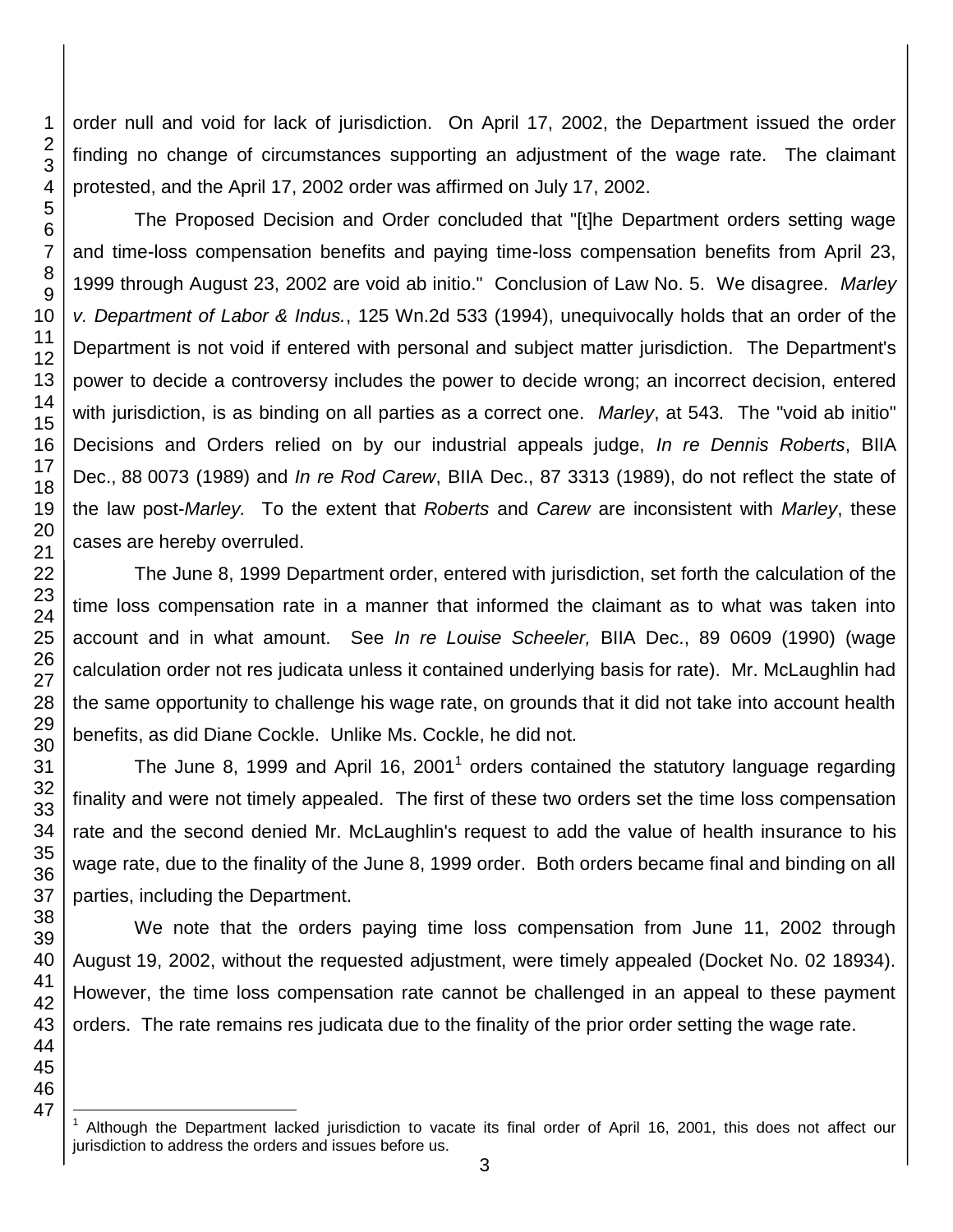order null and void for lack of jurisdiction. On April 17, 2002, the Department issued the order finding no change of circumstances supporting an adjustment of the wage rate. The claimant protested, and the April 17, 2002 order was affirmed on July 17, 2002.

The Proposed Decision and Order concluded that "[t]he Department orders setting wage and time-loss compensation benefits and paying time-loss compensation benefits from April 23, 1999 through August 23, 2002 are void ab initio." Conclusion of Law No. 5. We disagree. *Marley v. Department of Labor & Indus.*, 125 Wn.2d 533 (1994), unequivocally holds that an order of the Department is not void if entered with personal and subject matter jurisdiction. The Department's power to decide a controversy includes the power to decide wrong; an incorrect decision, entered with jurisdiction, is as binding on all parties as a correct one. *Marley*, at 543. The "void ab initio" Decisions and Orders relied on by our industrial appeals judge, *In re Dennis Roberts*, BIIA Dec., 88 0073 (1989) and *In re Rod Carew*, BIIA Dec., 87 3313 (1989), do not reflect the state of the law post-*Marley.* To the extent that *Roberts* and *Carew* are inconsistent with *Marley*, these cases are hereby overruled.

The June 8, 1999 Department order, entered with jurisdiction, set forth the calculation of the time loss compensation rate in a manner that informed the claimant as to what was taken into account and in what amount. See *In re Louise Scheeler,* BIIA Dec., 89 0609 (1990) (wage calculation order not res judicata unless it contained underlying basis for rate). Mr. McLaughlin had the same opportunity to challenge his wage rate, on grounds that it did not take into account health benefits, as did Diane Cockle. Unlike Ms. Cockle, he did not.

The June 8, 1999 and April 16, 2001[1] orders contained the statutory language regarding finality and were not timely appealed. The first of these two orders set the time loss compensation rate and the second denied Mr. McLaughlin's request to add the value of health insurance to his wage rate, due to the finality of the June 8, 1999 order. Both orders became final and binding on all parties, including the Department.

We note that the orders paying time loss compensation from June 11, 2002 through August 19, 2002, without the requested adjustment, were timely appealed (Docket No. 02 18934). However, the time loss compensation rate cannot be challenged in an appeal to these payment orders. The rate remains res judicata due to the finality of the prior order setting the wage rate.

---

[1] Although the Department lacked jurisdiction to vacate its final order of April 16, 2001, this does not affect our jurisdiction to address the orders and issues before us.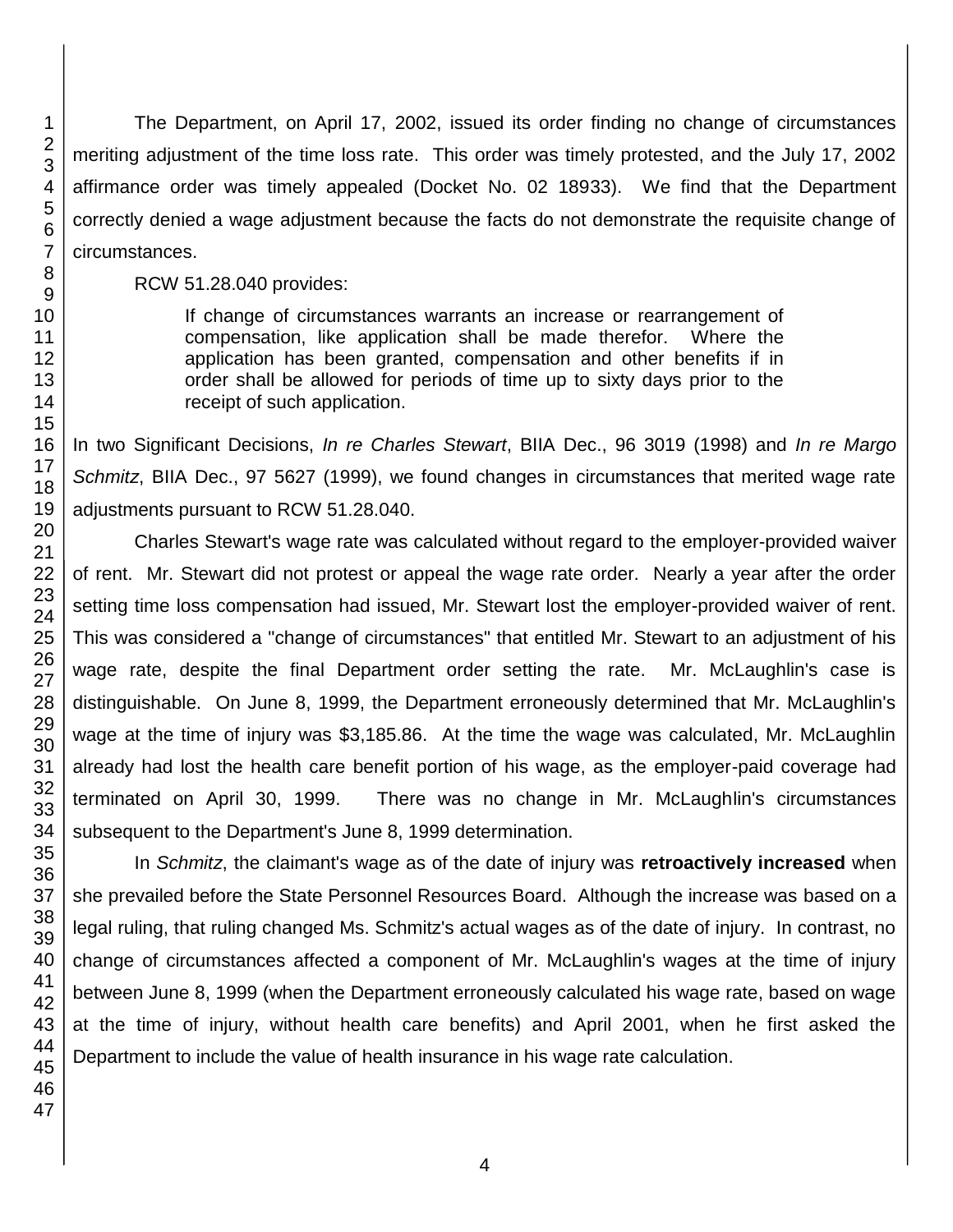The Department, on April 17, 2002, issued its order finding no change of circumstances meriting adjustment of the time loss rate. This order was timely protested, and the July 17, 2002 affirmance order was timely appealed (Docket No. 02 18933). We find that the Department correctly denied a wage adjustment because the facts do not demonstrate the requisite change of circumstances.

RCW 51.28.040 provides:

> If change of circumstances warrants an increase or rearrangement of compensation, like application shall be made therefor. Where the application has been granted, compensation and other benefits if in order shall be allowed for periods of time up to sixty days prior to the receipt of such application.

In two Significant Decisions, *In re Charles Stewart*, BIIA Dec., 96 3019 (1998) and *In re Margo Schmitz*, BIIA Dec., 97 5627 (1999), we found changes in circumstances that merited wage rate adjustments pursuant to RCW 51.28.040.

Charles Stewart's wage rate was calculated without regard to the employer-provided waiver of rent. Mr. Stewart did not protest or appeal the wage rate order. Nearly a year after the order setting time loss compensation had issued, Mr. Stewart lost the employer-provided waiver of rent. This was considered a "change of circumstances" that entitled Mr. Stewart to an adjustment of his wage rate, despite the final Department order setting the rate. Mr. McLaughlin's case is distinguishable. On June 8, 1999, the Department erroneously determined that Mr. McLaughlin's wage at the time of injury was $3,185.86. At the time the wage was calculated, Mr. McLaughlin already had lost the health care benefit portion of his wage, as the employer-paid coverage had terminated on April 30, 1999. There was no change in Mr. McLaughlin's circumstances subsequent to the Department's June 8, 1999 determination.

In *Schmitz*, the claimant's wage as of the date of injury was **retroactively increased** when she prevailed before the State Personnel Resources Board. Although the increase was based on a legal ruling, that ruling changed Ms. Schmitz's actual wages as of the date of injury. In contrast, no change of circumstances affected a component of Mr. McLaughlin's wages at the time of injury between June 8, 1999 (when the Department erroneously calculated his wage rate, based on wage at the time of injury, without health care benefits) and April 2001, when he first asked the Department to include the value of health insurance in his wage rate calculation.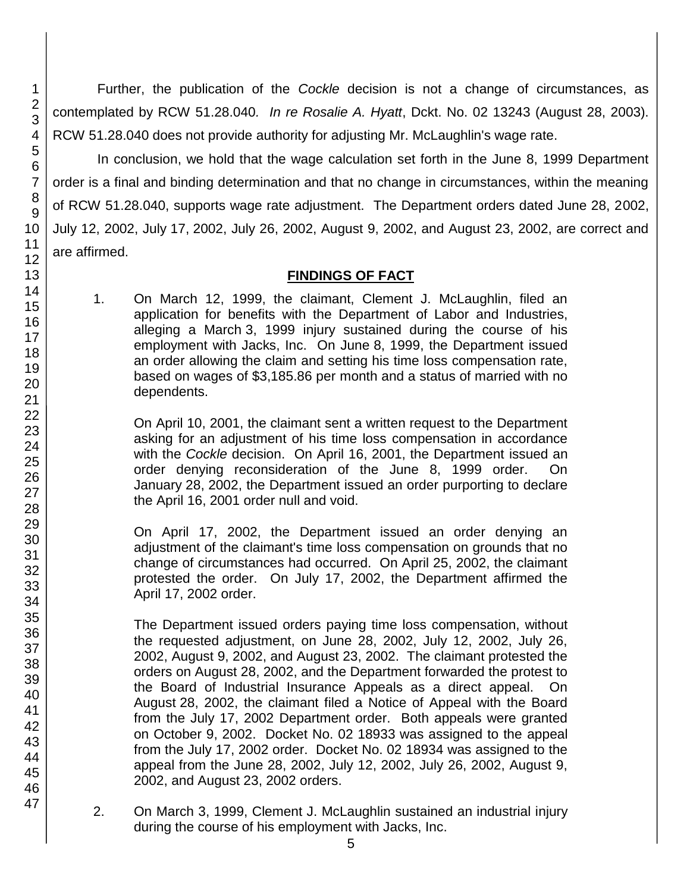Further, the publication of the *Cockle* decision is not a change of circumstances, as contemplated by RCW 51.28.040. *In re Rosalie A. Hyatt*, Dckt. No. 02 13243 (August 28, 2003). RCW 51.28.040 does not provide authority for adjusting Mr. McLaughlin's wage rate.

In conclusion, we hold that the wage calculation set forth in the June 8, 1999 Department order is a final and binding determination and that no change in circumstances, within the meaning of RCW 51.28.040, supports wage rate adjustment. The Department orders dated June 28, 2002, July 12, 2002, July 17, 2002, July 26, 2002, August 9, 2002, and August 23, 2002, are correct and are affirmed.

## FINDINGS OF FACT

1. On March 12, 1999, the claimant, Clement J. McLaughlin, filed an application for benefits with the Department of Labor and Industries, alleging a March 3, 1999 injury sustained during the course of his employment with Jacks, Inc. On June 8, 1999, the Department issued an order allowing the claim and setting his time loss compensation rate, based on wages of $3,185.86 per month and a status of married with no dependents.

   On April 10, 2001, the claimant sent a written request to the Department asking for an adjustment of his time loss compensation in accordance with the *Cockle* decision. On April 16, 2001, the Department issued an order denying reconsideration of the June 8, 1999 order. On January 28, 2002, the Department issued an order purporting to declare the April 16, 2001 order null and void.

   On April 17, 2002, the Department issued an order denying an adjustment of the claimant's time loss compensation on grounds that no change of circumstances had occurred. On April 25, 2002, the claimant protested the order. On July 17, 2002, the Department affirmed the April 17, 2002 order.

   The Department issued orders paying time loss compensation, without the requested adjustment, on June 28, 2002, July 12, 2002, July 26, 2002, August 9, 2002, and August 23, 2002. The claimant protested the orders on August 28, 2002, and the Department forwarded the protest to the Board of Industrial Insurance Appeals as a direct appeal. On August 28, 2002, the claimant filed a Notice of Appeal with the Board from the July 17, 2002 Department order. Both appeals were granted on October 9, 2002. Docket No. 02 18933 was assigned to the appeal from the July 17, 2002 order. Docket No. 02 18934 was assigned to the appeal from the June 28, 2002, July 12, 2002, July 26, 2002, August 9, 2002, and August 23, 2002 orders.

2. On March 3, 1999, Clement J. McLaughlin sustained an industrial injury during the course of his employment with Jacks, Inc.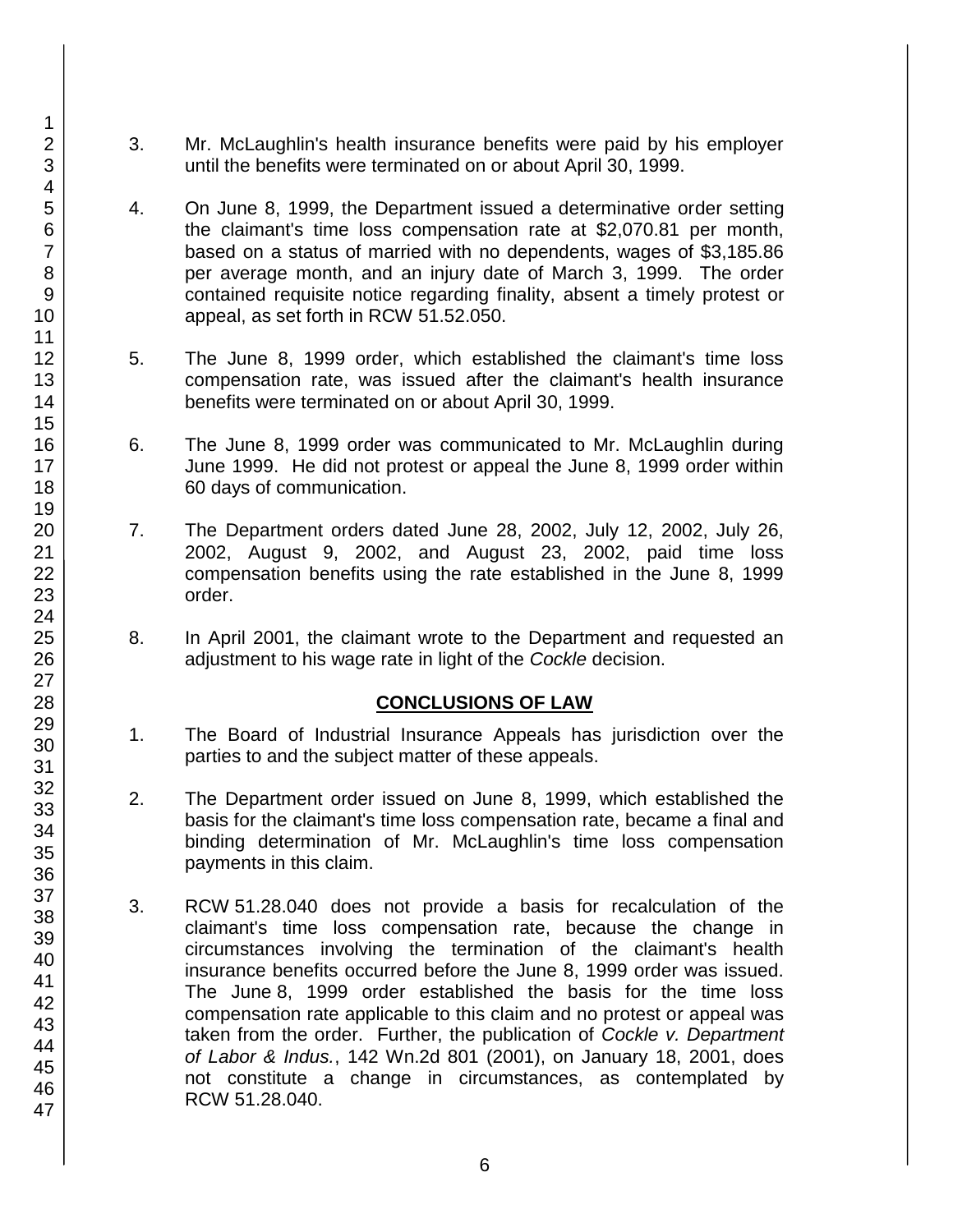3. Mr. McLaughlin's health insurance benefits were paid by his employer until the benefits were terminated on or about April 30, 1999.

4. On June 8, 1999, the Department issued a determinative order setting the claimant's time loss compensation rate at $2,070.81 per month, based on a status of married with no dependents, wages of $3,185.86 per average month, and an injury date of March 3, 1999. The order contained requisite notice regarding finality, absent a timely protest or appeal, as set forth in RCW 51.52.050.

5. The June 8, 1999 order, which established the claimant's time loss compensation rate, was issued after the claimant's health insurance benefits were terminated on or about April 30, 1999.

6. The June 8, 1999 order was communicated to Mr. McLaughlin during June 1999. He did not protest or appeal the June 8, 1999 order within 60 days of communication.

7. The Department orders dated June 28, 2002, July 12, 2002, July 26, 2002, August 9, 2002, and August 23, 2002, paid time loss compensation benefits using the rate established in the June 8, 1999 order.

8. In April 2001, the claimant wrote to the Department and requested an adjustment to his wage rate in light of the *Cockle* decision.

## CONCLUSIONS OF LAW

1. The Board of Industrial Insurance Appeals has jurisdiction over the parties to and the subject matter of these appeals.

2. The Department order issued on June 8, 1999, which established the basis for the claimant's time loss compensation rate, became a final and binding determination of Mr. McLaughlin's time loss compensation payments in this claim.

3. RCW 51.28.040 does not provide a basis for recalculation of the claimant's time loss compensation rate, because the change in circumstances involving the termination of the claimant's health insurance benefits occurred before the June 8, 1999 order was issued. The June 8, 1999 order established the basis for the time loss compensation rate applicable to this claim and no protest or appeal was taken from the order. Further, the publication of *Cockle v. Department of Labor & Indus.*, 142 Wn.2d 801 (2001), on January 18, 2001, does not constitute a change in circumstances, as contemplated by RCW 51.28.040.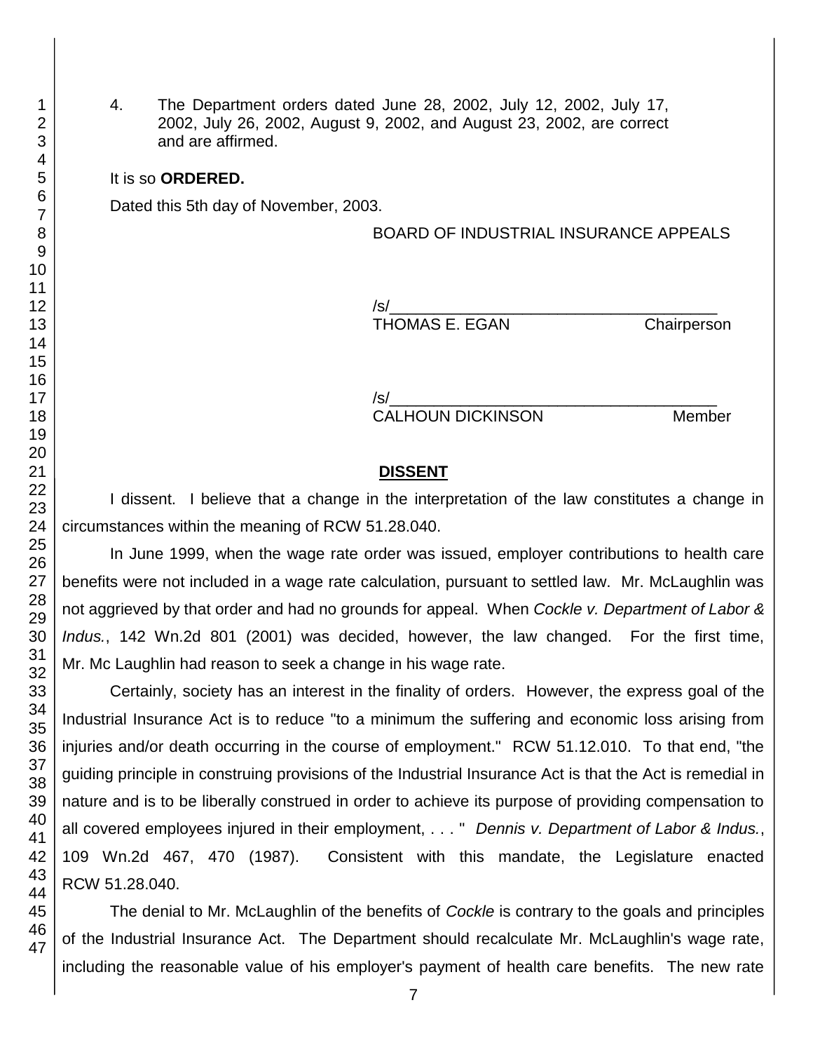4. The Department orders dated June 28, 2002, July 12, 2002, July 17, 2002, July 26, 2002, August 9, 2002, and August 23, 2002, are correct and are affirmed.

It is so **ORDERED.**

Dated this 5th day of November, 2003.

BOARD OF INDUSTRIAL INSURANCE APPEALS

/s/______________________________________
THOMAS E. EGAN Chairperson

/s/______________________________________
CALHOUN DICKINSON Member

## DISSENT

I dissent. I believe that a change in the interpretation of the law constitutes a change in circumstances within the meaning of RCW 51.28.040.

In June 1999, when the wage rate order was issued, employer contributions to health care benefits were not included in a wage rate calculation, pursuant to settled law. Mr. McLaughlin was not aggrieved by that order and had no grounds for appeal. When *Cockle v. Department of Labor & Indus.*, 142 Wn.2d 801 (2001) was decided, however, the law changed. For the first time, Mr. Mc Laughlin had reason to seek a change in his wage rate.

Certainly, society has an interest in the finality of orders. However, the express goal of the Industrial Insurance Act is to reduce "to a minimum the suffering and economic loss arising from injuries and/or death occurring in the course of employment." RCW 51.12.010. To that end, "the guiding principle in construing provisions of the Industrial Insurance Act is that the Act is remedial in nature and is to be liberally construed in order to achieve its purpose of providing compensation to all covered employees injured in their employment, . . . " *Dennis v. Department of Labor & Indus.*, 109 Wn.2d 467, 470 (1987). Consistent with this mandate, the Legislature enacted RCW 51.28.040.

The denial to Mr. McLaughlin of the benefits of *Cockle* is contrary to the goals and principles of the Industrial Insurance Act. The Department should recalculate Mr. McLaughlin's wage rate, including the reasonable value of his employer's payment of health care benefits. The new rate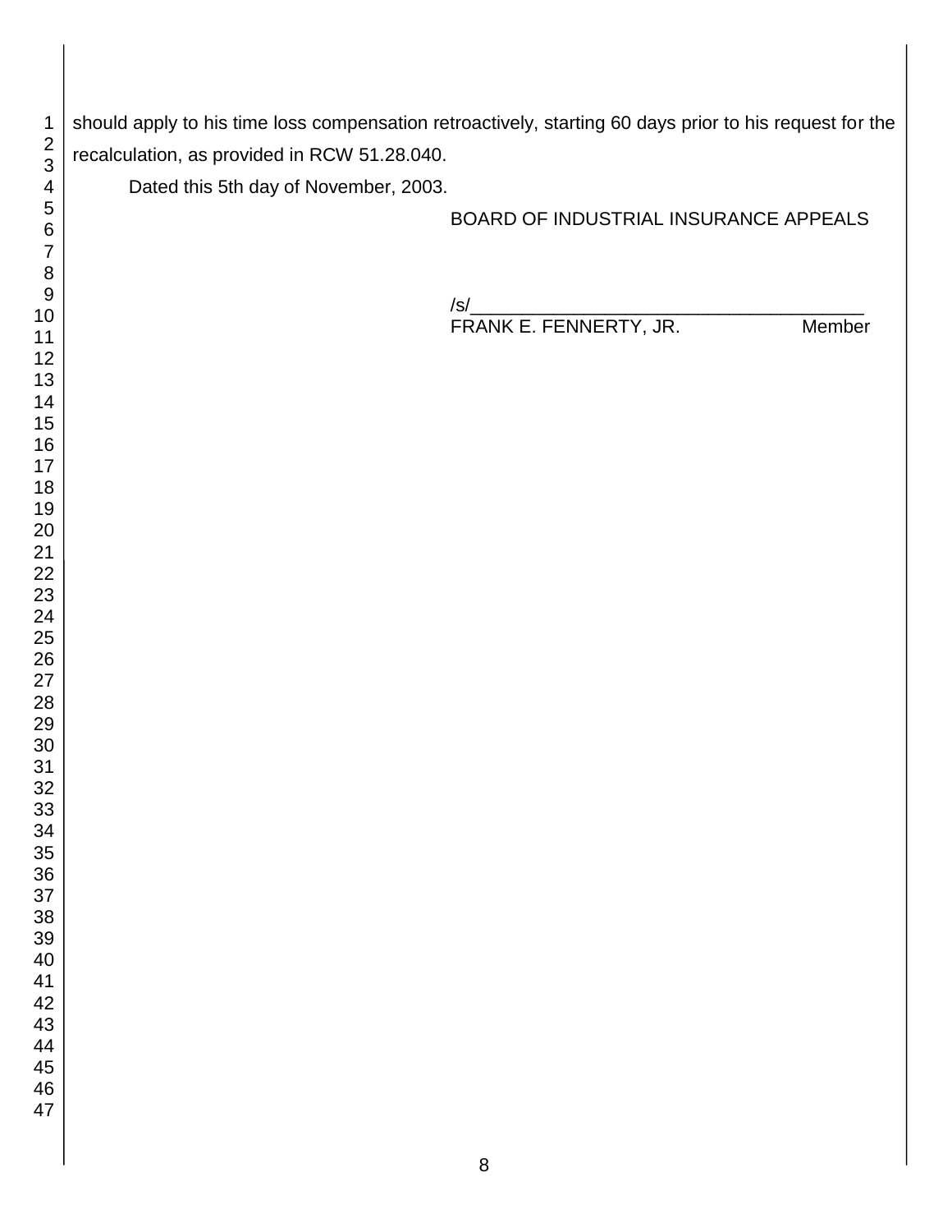should apply to his time loss compensation retroactively, starting 60 days prior to his request for the recalculation, as provided in RCW 51.28.040.

Dated this 5th day of November, 2003.

BOARD OF INDUSTRIAL INSURANCE APPEALS

/s/\_\_\_\_\_\_\_\_\_\_\_\_\_\_\_\_\_\_\_\_\_\_\_\_\_\_\_\_\_\_\_\_\_\_\_\_\_\_\_
FRANK E. FENNERTY, JR. Member